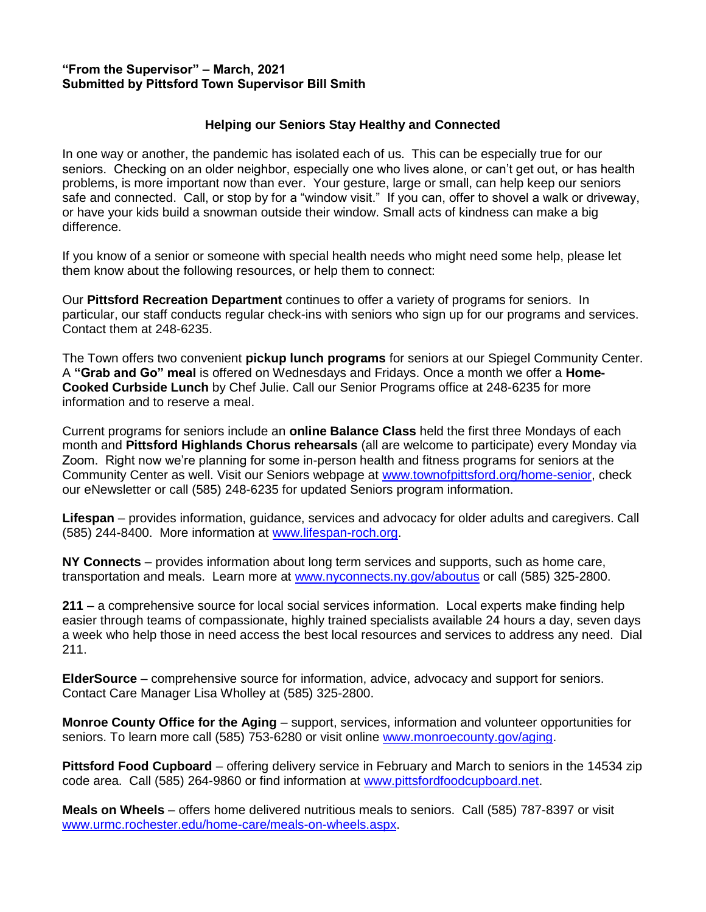**"From the Supervisor" – March, 2021**
**Submitted by Pittsford Town Supervisor Bill Smith**

## Helping our Seniors Stay Healthy and Connected

In one way or another, the pandemic has isolated each of us. This can be especially true for our seniors. Checking on an older neighbor, especially one who lives alone, or can't get out, or has health problems, is more important now than ever. Your gesture, large or small, can help keep our seniors safe and connected. Call, or stop by for a "window visit." If you can, offer to shovel a walk or driveway, or have your kids build a snowman outside their window. Small acts of kindness can make a big difference.

If you know of a senior or someone with special health needs who might need some help, please let them know about the following resources, or help them to connect:

Our **Pittsford Recreation Department** continues to offer a variety of programs for seniors. In particular, our staff conducts regular check-ins with seniors who sign up for our programs and services. Contact them at 248-6235.

The Town offers two convenient **pickup lunch programs** for seniors at our Spiegel Community Center. A **"Grab and Go" meal** is offered on Wednesdays and Fridays. Once a month we offer a **Home-Cooked Curbside Lunch** by Chef Julie. Call our Senior Programs office at 248-6235 for more information and to reserve a meal.

Current programs for seniors include an **online Balance Class** held the first three Mondays of each month and **Pittsford Highlands Chorus rehearsals** (all are welcome to participate) every Monday via Zoom. Right now we're planning for some in-person health and fitness programs for seniors at the Community Center as well. Visit our Seniors webpage at www.townofpittsford.org/home-senior, check our eNewsletter or call (585) 248-6235 for updated Seniors program information.

**Lifespan** – provides information, guidance, services and advocacy for older adults and caregivers. Call (585) 244-8400. More information at www.lifespan-roch.org.

**NY Connects** – provides information about long term services and supports, such as home care, transportation and meals. Learn more at www.nyconnects.ny.gov/aboutus or call (585) 325-2800.

**211** – a comprehensive source for local social services information. Local experts make finding help easier through teams of compassionate, highly trained specialists available 24 hours a day, seven days a week who help those in need access the best local resources and services to address any need. Dial 211.

**ElderSource** – comprehensive source for information, advice, advocacy and support for seniors. Contact Care Manager Lisa Wholley at (585) 325-2800.

**Monroe County Office for the Aging** – support, services, information and volunteer opportunities for seniors. To learn more call (585) 753-6280 or visit online www.monroecounty.gov/aging.

**Pittsford Food Cupboard** – offering delivery service in February and March to seniors in the 14534 zip code area. Call (585) 264-9860 or find information at www.pittsfordfoodcupboard.net.

**Meals on Wheels** – offers home delivered nutritious meals to seniors. Call (585) 787-8397 or visit www.urmc.rochester.edu/home-care/meals-on-wheels.aspx.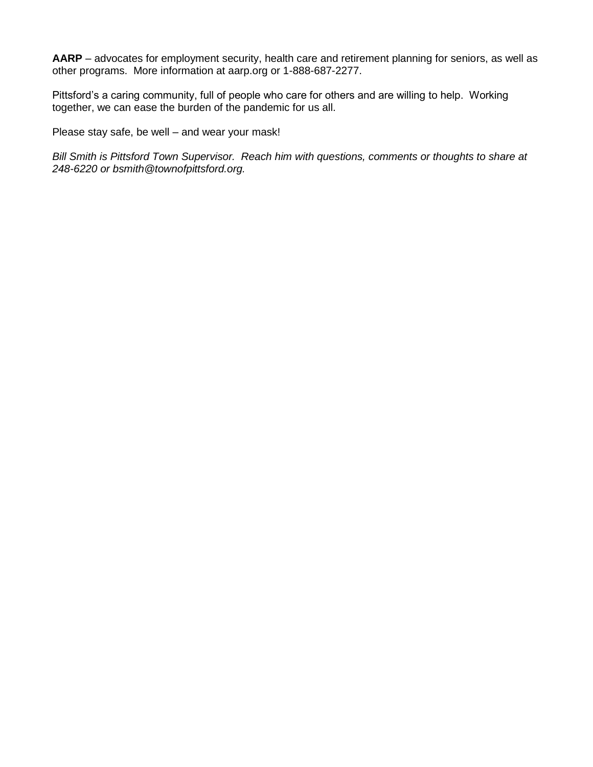**AARP** – advocates for employment security, health care and retirement planning for seniors, as well as other programs. More information at aarp.org or 1-888-687-2277.

Pittsford's a caring community, full of people who care for others and are willing to help. Working together, we can ease the burden of the pandemic for us all.

Please stay safe, be well – and wear your mask!

*Bill Smith is Pittsford Town Supervisor. Reach him with questions, comments or thoughts to share at 248-6220 or bsmith@townofpittsford.org.*